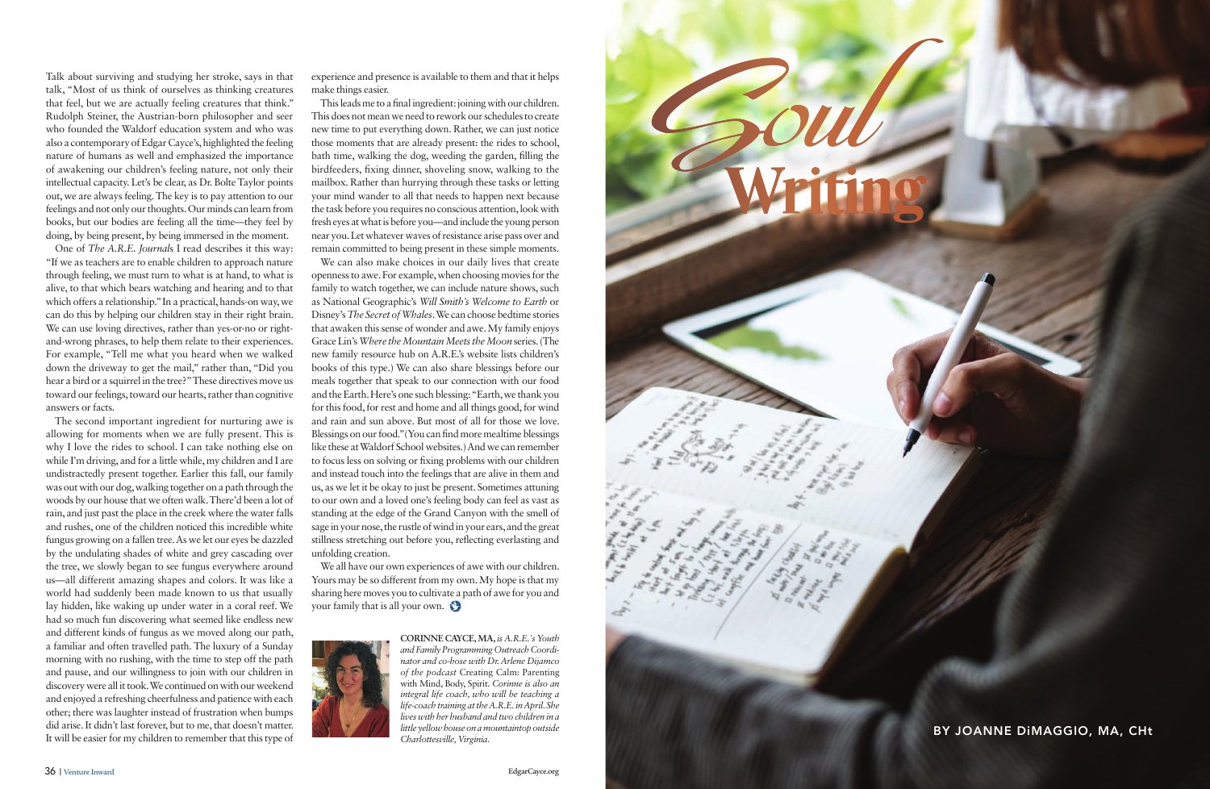Talk about surviving and studying her stroke, says in that talk, "Most of us think of ourselves as thinking creatures that feel, but we are actually feeling creatures that think." Rudolph Steiner, the Austrian-born philosopher and seer who founded the Waldorf education system and who was also a contemporary of Edgar Cayce's, highlighted the feeling nature of humans as well and emphasized the importance of awakening our children's feeling nature, not only their intellectual capacity. Let's be clear, as Dr. Bolte Taylor points out, we are always feeling. The key is to pay attention to our feelings and not only our thoughts. Our minds can learn from books, but our bodies are feeling all the time—they feel by doing, by being present, by being immersed in the moment.

One of *The A.R.E. Journals* I read describes it this way: "If we as teachers are to enable children to approach nature through feeling, we must turn to what is at hand, to what is alive, to that which bears watching and hearing and to that which offers a relationship." In a practical, hands-on way, we can do this by helping our children stay in their right brain. We can use loving directives, rather than yes-or-no or right-and-wrong phrases, to help them relate to their experiences. For example, "Tell me what you heard when we walked down the driveway to get the mail," rather than, "Did you hear a bird or a squirrel in the tree?" These directives move us toward our feelings, toward our hearts, rather than cognitive answers or facts.

The second important ingredient for nurturing awe is allowing for moments when we are fully present. This is why I love the rides to school. I can take nothing else on while I'm driving, and for a little while, my children and I are undistractedly present together. Earlier this fall, our family was out with our dog, walking together on a path through the woods by our house that we often walk. There'd been a lot of rain, and just past the place in the creek where the water falls and rushes, one of the children noticed this incredible white fungus growing on a fallen tree. As we let our eyes be dazzled by the undulating shades of white and grey cascading over the tree, we slowly began to see fungus everywhere around us—all different amazing shapes and colors. It was like a world had suddenly been made known to us that usually lay hidden, like waking up under water in a coral reef. We had so much fun discovering what seemed like endless new and different kinds of fungus as we moved along our path, a familiar and often travelled path. The luxury of a Sunday morning with no rushing, with the time to step off the path and pause, and our willingness to join with our children in discovery were all it took. We continued on with our weekend and enjoyed a refreshing cheerfulness and patience with each other; there was laughter instead of frustration when bumps did arise. It didn't last forever, but to me, that doesn't matter. It will be easier for my children to remember that this type of experience and presence is available to them and that it helps make things easier.

This leads me to a final ingredient: joining with our children. This does not mean we need to rework our schedules to create new time to put everything down. Rather, we can just notice those moments that are already present: the rides to school, bath time, walking the dog, weeding the garden, filling the birdfeeders, fixing dinner, shoveling snow, walking to the mailbox. Rather than hurrying through these tasks or letting your mind wander to all that needs to happen next because the task before you requires no conscious attention, look with fresh eyes at what is before you—and include the young person near you. Let whatever waves of resistance arise pass over and remain committed to being present in these simple moments.

We can also make choices in our daily lives that create openness to awe. For example, when choosing movies for the family to watch together, we can include nature shows, such as National Geographic's *Will Smith's Welcome to Earth* or Disney's *The Secret of Whales*. We can choose bedtime stories that awaken this sense of wonder and awe. My family enjoys Grace Lin's *Where the Mountain Meets the Moon* series. (The new family resource hub on A.R.E.'s website lists children's books of this type.) We can also share blessings before our meals together that speak to our connection with our food and the Earth. Here's one such blessing: "Earth, we thank you for this food, for rest and home and all things good, for wind and rain and sun above. But most of all for those we love. Blessings on our food." (You can find more mealtime blessings like these at Waldorf School websites.) And we can remember to focus less on solving or fixing problems with our children and instead touch into the feelings that are alive in them and us, as we let it be okay to just be present. Sometimes attuning to our own and a loved one's feeling body can feel as vast as standing at the edge of the Grand Canyon with the smell of sage in your nose, the rustle of wind in your ears, and the great stillness stretching out before you, reflecting everlasting and unfolding creation.

We all have our own experiences of awe with our children. Yours may be so different from my own. My hope is that my sharing here moves you to cultivate a path of awe for you and your family that is all your own.

**CORINNE CAYCE, MA,** *is A.R.E.'s Youth and Family Programming Outreach Coordinator and co-host with Dr. Arlene Dijamco of the podcast* Creating Calm: Parenting with Mind, Body, Spirit. *Corinne is also an integral life coach, who will be teaching a life-coach training at the A.R.E. in April. She lives with her husband and two children in a little yellow house on a mountaintop outside Charlottesville, Virginia.*

# Soul Writing

BY JOANNE DiMAGGIO, MA, CHt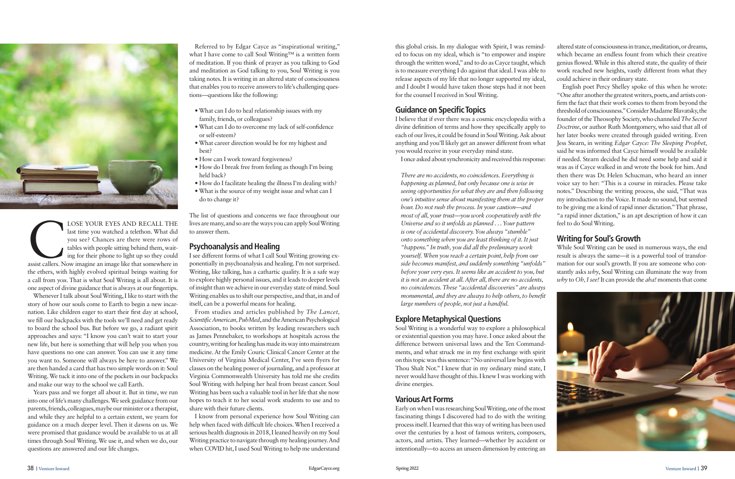CLOSE YOUR EYES AND RECALL THE last time you watched a telethon. What did you see? Chances are there were rows of tables with people sitting behind them, waiting for their phone to light up so they could assist callers. Now imagine an image like that somewhere in the ethers, with highly evolved spiritual beings waiting for a call from *you*. That is what Soul Writing is all about. It is one aspect of divine guidance that is always at our fingertips.

Whenever I talk about Soul Writing, I like to start with the story of how our souls come to Earth to begin a new incarnation. Like children eager to start their first day at school, we fill our backpacks with the tools we'll need and get ready to board the school bus. But before we go, a radiant spirit approaches and says: "I know you can't wait to start your new life, but here is something that will help you when you have questions no one can answer. You can use it any time you want to. Someone will always be here to answer." We are then handed a card that has two simple words on it: Soul Writing. We tuck it into one of the pockets in our backpacks and make our way to the school we call Earth.

Years pass and we forget all about it. But in time, we run into one of life's many challenges. We seek guidance from our parents, friends, colleagues, maybe our minister or a therapist, and while they are helpful to a certain extent, we yearn for guidance on a much deeper level. Then it dawns on us. We were promised that guidance would be available to us at all times through Soul Writing. We use it, and when we do, our questions are answered and our life changes.

Referred to by Edgar Cayce as "inspirational writing," what I have come to call Soul Writing™ is a written form of meditation. If you think of prayer as you talking to God and meditation as God talking to you, Soul Writing is you taking notes. It is writing in an altered state of consciousness that enables you to receive answers to life's challenging questions—questions like the following:

- What can I do to heal relationship issues with my family, friends, or colleagues?
- What can I do to overcome my lack of self-confidence or self-esteem?
- What career direction would be for my highest and best?
- How can I work toward forgiveness?
- How do I break free from feeling as though I'm being held back?
- How do I facilitate healing the illness I'm dealing with?
- What is the source of my weight issue and what can I do to change it?

The list of questions and concerns we face throughout our lives are many, and so are the ways you can apply Soul Writing to answer them.

## Psychoanalysis and Healing

I see different forms of what I call Soul Writing growing exponentially in psychoanalysis and healing. I'm not surprised. Writing, like talking, has a cathartic quality. It is a safe way to explore highly personal issues, and it leads to deeper levels of insight than we achieve in our everyday state of mind. Soul Writing enables us to shift our perspective, and that, in and of itself, can be a powerful means for healing.

From studies and articles published by *The Lancet, Scientific American, PubMed*, and the American Psychological Association, to books written by leading researchers such as James Pennebaker, to workshops at hospitals across the country, writing for healing has made its way into mainstream medicine. At the Emily Couric Clinical Cancer Center at the University of Virginia Medical Center, I've seen flyers for classes on the healing power of journaling, and a professor at Virginia Commonwealth University has told me she credits Soul Writing with helping her heal from breast cancer. Soul Writing has been such a valuable tool in her life that she now hopes to teach it to her social work students to use and to share with their future clients.

I know from personal experience how Soul Writing can help when faced with difficult life choices. When I received a serious health diagnosis in 2018, I leaned heavily on my Soul Writing practice to navigate through my healing journey. And when COVID hit, I used Soul Writing to help me understand this global crisis. In my dialogue with Spirit, I was reminded to focus on my ideal, which is "to empower and inspire through the written word," and to do as Cayce taught, which is to measure everything I do against that ideal. I was able to release aspects of my life that no longer supported my ideal, and I doubt I would have taken those steps had it not been for the counsel I received in Soul Writing.

## Guidance on Specific Topics

I believe that if ever there was a cosmic encyclopedia with a divine definition of terms and how they specifically apply to each of our lives, it could be found in Soul Writing. Ask about anything and you'll likely get an answer different from what you would receive in your everyday mind state.

I once asked about synchronicity and received this response:

> *There are no accidents, no coincidences. Everything is happening as planned, but only because one is wise in seeing opportunities for what they are and then following one's intuitive sense about manifesting them at the proper hour. Do not rush the process. In your caution—and most of all, your trust—you work cooperatively with the Universe and so it unfolds as planned . . . Your pattern is one of accidental discovery. You always "stumble" onto something when you are least thinking of it. It just "happens." In truth, you did all the preliminary work yourself. When you reach a certain point, help from our side becomes manifest, and suddenly something "unfolds" before your very eyes. It seems like an accident to you, but it is not an accident at all. After all, there are no accidents, no coincidences. These "accidental discoveries" are always monumental, and they are always to help others, to benefit large numbers of people, not just a handful.*

## Explore Metaphysical Questions

Soul Writing is a wonderful way to explore a philosophical or existential question you may have. I once asked about the difference between universal laws and the Ten Commandments, and what struck me in my first exchange with spirit on this topic was this sentence: "No universal law begins with Thou Shalt Not." I knew that in my ordinary mind state, I never would have thought of this. I knew I was working with divine energies.

## Various Art Forms

Early on when I was researching Soul Writing, one of the most fascinating things I discovered had to do with the writing process itself. I learned that this way of writing has been used over the centuries by a host of famous writers, composers, actors, and artists. They learned—whether by accident or intentionally—to access an unseen dimension by entering an altered state of consciousness in trance, meditation, or dreams, which became an endless fount from which their creative genius flowed. While in this altered state, the quality of their work reached new heights, vastly different from what they could achieve in their ordinary state.

English poet Percy Shelley spoke of this when he wrote: "One after another the greatest writers, poets, and artists confirm the fact that their work comes to them from beyond the threshold of consciousness." Consider Madame Blavatsky, the founder of the Theosophy Society, who channeled *The Secret Doctrine*, or author Ruth Montgomery, who said that all of her later books were created through guided writing. Even Jess Stearn, in writing *Edgar Cayce: The Sleeping Prophet*, said he was informed that Cayce himself would be available if needed. Stearn decided he did need some help and said it was as if Cayce walked in and wrote the book for him. And then there was Dr. Helen Schucman, who heard an inner voice say to her: "This is a course in miracles. Please take notes." Describing the writing process, she said, "That was my introduction to the Voice. It made no sound, but seemed to be giving me a kind of rapid inner dictation." That phrase, "a rapid inner dictation," is an apt description of how it can feel to do Soul Writing.

## Writing for Soul's Growth

While Soul Writing can be used in numerous ways, the end result is always the same—it is a powerful tool of transformation for our soul's growth. If you are someone who constantly asks *why*, Soul Writing can illuminate the way from *why* to *Oh, I see!* It can provide the *aha!* moments that come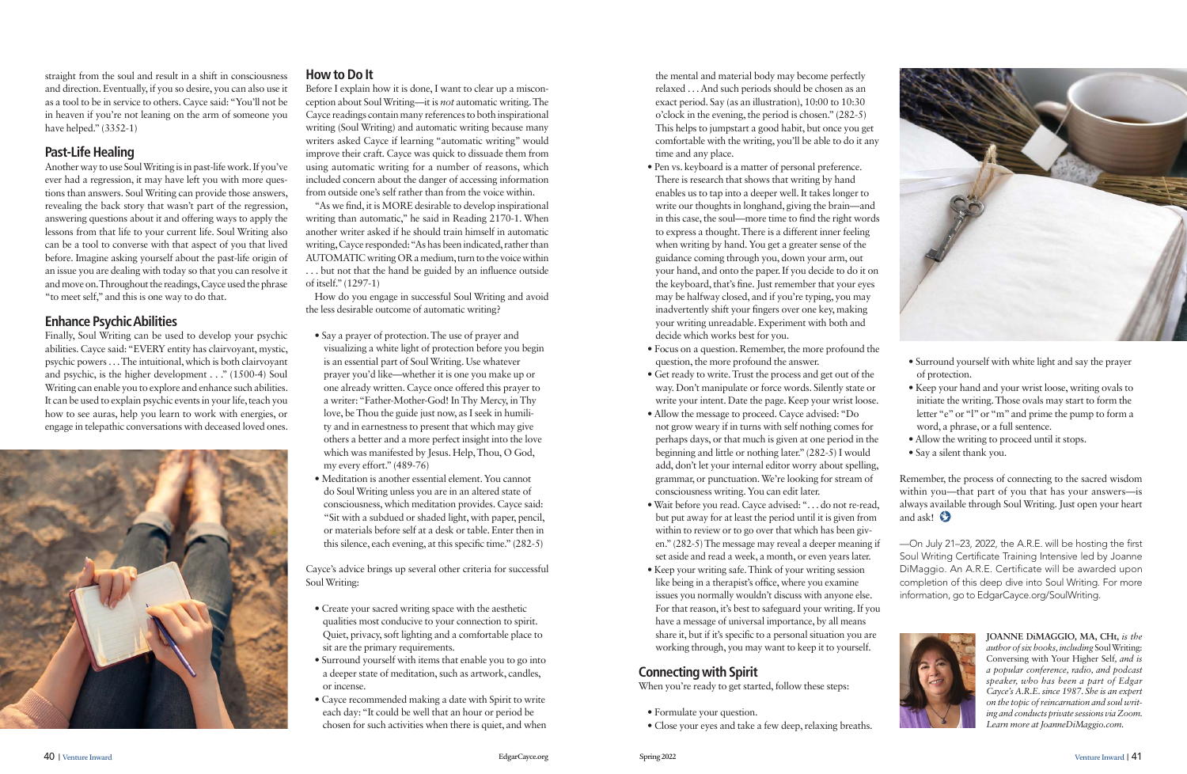straight from the soul and result in a shift in consciousness and direction. Eventually, if you so desire, you can also use it as a tool to be in service to others. Cayce said: "You'll not be in heaven if you're not leaning on the arm of someone you have helped." (3352-1)

## Past-Life Healing

Another way to use Soul Writing is in past-life work. If you've ever had a regression, it may have left you with more questions than answers. Soul Writing can provide those answers, revealing the back story that wasn't part of the regression, answering questions about it and offering ways to apply the lessons from that life to your current life. Soul Writing also can be a tool to converse with that aspect of you that lived before. Imagine asking yourself about the past-life origin of an issue you are dealing with today so that you can resolve it and move on. Throughout the readings, Cayce used the phrase "to meet self," and this is one way to do that.

## Enhance Psychic Abilities

Finally, Soul Writing can be used to develop your psychic abilities. Cayce said: "EVERY entity has clairvoyant, mystic, psychic powers . . . The intuitional, which is both clairvoyant and psychic, is the higher development . . ." (1500-4) Soul Writing can enable you to explore and enhance such abilities. It can be used to explain psychic events in your life, teach you how to see auras, help you learn to work with energies, or engage in telepathic conversations with deceased loved ones.

## How to Do It

Before I explain how it is done, I want to clear up a misconception about Soul Writing—it is *not* automatic writing. The Cayce readings contain many references to both inspirational writing (Soul Writing) and automatic writing because many writers asked Cayce if learning "automatic writing" would improve their craft. Cayce was quick to dissuade them from using automatic writing for a number of reasons, which included concern about the danger of accessing information from outside one's self rather than from the voice within.

"As we find, it is MORE desirable to develop inspirational writing than automatic," he said in Reading 2170-1. When another writer asked if he should train himself in automatic writing, Cayce responded: "As has been indicated, rather than AUTOMATIC writing OR a medium, turn to the voice within . . . but not that the hand be guided by an influence outside of itself." (1297-1)

How do you engage in successful Soul Writing and avoid the less desirable outcome of automatic writing?

- Say a prayer of protection. The use of prayer and visualizing a white light of protection before you begin is an essential part of Soul Writing. Use whatever prayer you'd like—whether it is one you make up or one already written. Cayce once offered this prayer to a writer: "Father-Mother-God! In Thy Mercy, in Thy love, be Thou the guide just now, as I seek in humility and in earnestness to present that which may give others a better and a more perfect insight into the love which was manifested by Jesus. Help, Thou, O God, my every effort." (489-76)
- Meditation is another essential element. You cannot do Soul Writing unless you are in an altered state of consciousness, which meditation provides. Cayce said: "Sit with a subdued or shaded light, with paper, pencil, or materials before self at a desk or table. Enter then in this silence, each evening, at this specific time." (282-5)

Cayce's advice brings up several other criteria for successful Soul Writing:

- Create your sacred writing space with the aesthetic qualities most conducive to your connection to spirit. Quiet, privacy, soft lighting and a comfortable place to sit are the primary requirements.
- Surround yourself with items that enable you to go into a deeper state of meditation, such as artwork, candles, or incense.
- Cayce recommended making a date with Spirit to write each day: "It could be well that an hour or period be chosen for such activities when there is quiet, and when the mental and material body may become perfectly relaxed . . . And such periods should be chosen as an exact period. Say (as an illustration), 10:00 to 10:30 o'clock in the evening, the period is chosen." (282-5) This helps to jumpstart a good habit, but once you get comfortable with the writing, you'll be able to do it any time and any place.
- Pen vs. keyboard is a matter of personal preference. There is research that shows that writing by hand enables us to tap into a deeper well. It takes longer to write our thoughts in longhand, giving the brain—and in this case, the soul—more time to find the right words to express a thought. There is a different inner feeling when writing by hand. You get a greater sense of the guidance coming through you, down your arm, out your hand, and onto the paper. If you decide to do it on the keyboard, that's fine. Just remember that your eyes may be halfway closed, and if you're typing, you may inadvertently shift your fingers over one key, making your writing unreadable. Experiment with both and decide which works best for you.
- Focus on a question. Remember, the more profound the question, the more profound the answer.
- Get ready to write. Trust the process and get out of the way. Don't manipulate or force words. Silently state or write your intent. Date the page. Keep your wrist loose.
- Allow the message to proceed. Cayce advised: "Do not grow weary if in turns with self nothing comes for perhaps days, or that much is given at one period in the beginning and little or nothing later." (282-5) I would add, don't let your internal editor worry about spelling, grammar, or punctuation. We're looking for stream of consciousness writing. You can edit later.
- Wait before you read. Cayce advised: ". . . do not re-read, but put away for at least the period until it is given from within to review or to go over that which has been given." (282-5) The message may reveal a deeper meaning if set aside and read a week, a month, or even years later.
- Keep your writing safe. Think of your writing session like being in a therapist's office, where you examine issues you normally wouldn't discuss with anyone else. For that reason, it's best to safeguard your writing. If you have a message of universal importance, by all means share it, but if it's specific to a personal situation you are working through, you may want to keep it to yourself.

## Connecting with Spirit

When you're ready to get started, follow these steps:

- Formulate your question.
- Close your eyes and take a few deep, relaxing breaths.
- Surround yourself with white light and say the prayer of protection.
- Keep your hand and your wrist loose, writing ovals to initiate the writing. Those ovals may start to form the letter "e" or "l" or "m" and prime the pump to form a word, a phrase, or a full sentence.
- Allow the writing to proceed until it stops.
- Say a silent thank you.

Remember, the process of connecting to the sacred wisdom within you—that part of you that has your answers—is always available through Soul Writing. Just open your heart and ask!

—On July 21–23, 2022, the A.R.E. will be hosting the first Soul Writing Certificate Training Intensive led by Joanne DiMaggio. An A.R.E. Certificate will be awarded upon completion of this deep dive into Soul Writing. For more information, go to EdgarCayce.org/SoulWriting.

**JOANNE DiMAGGIO, MA, CHt,** *is the author of six books, including* Soul Writing: Conversing with Your Higher Self, *and is a popular conference, radio, and podcast speaker, who has been a part of Edgar Cayce's A.R.E. since 1987. She is an expert on the topic of reincarnation and soul writing and conducts private sessions via Zoom. Learn more at JoanneDiMaggio.com.*